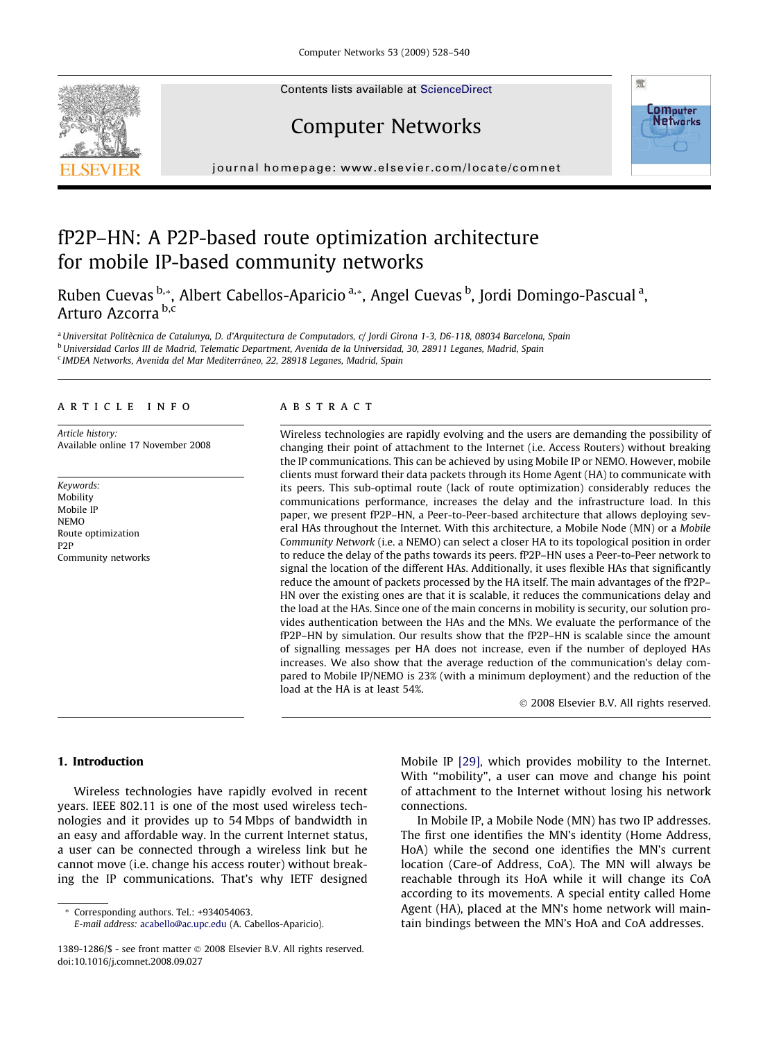# fP2P–HN: A P2P-based route optimization architecture for mobile IP-based community networks

Ruben Cuevas [b,*], Albert Cabellos-Aparicio [a,*], Angel Cuevas [b], Jordi Domingo-Pascual [a], Arturo Azcorra [b,c]

[a] Universitat Politècnica de Catalunya, D. d'Arquitectura de Computadors, c/ Jordi Girona 1-3, D6-118, 08034 Barcelona, Spain

[b] Universidad Carlos III de Madrid, Telematic Department, Avenida de la Universidad, 30, 28911 Leganes, Madrid, Spain

[c] IMDEA Networks, Avenida del Mar Mediterráneo, 22, 28918 Leganes, Madrid, Spain

## ARTICLE INFO

*Article history:*
Available online 17 November 2008

*Keywords:*
Mobility
Mobile IP
NEMO
Route optimization
P2P
Community networks

## ABSTRACT

Wireless technologies are rapidly evolving and the users are demanding the possibility of changing their point of attachment to the Internet (i.e. Access Routers) without breaking the IP communications. This can be achieved by using Mobile IP or NEMO. However, mobile clients must forward their data packets through its Home Agent (HA) to communicate with its peers. This sub-optimal route (lack of route optimization) considerably reduces the communications performance, increases the delay and the infrastructure load. In this paper, we present fP2P–HN, a Peer-to-Peer-based architecture that allows deploying several HAs throughout the Internet. With this architecture, a Mobile Node (MN) or a *Mobile Community Network* (i.e. a NEMO) can select a closer HA to its topological position in order to reduce the delay of the paths towards its peers. fP2P–HN uses a Peer-to-Peer network to signal the location of the different HAs. Additionally, it uses flexible HAs that significantly reduce the amount of packets processed by the HA itself. The main advantages of the fP2P–HN over the existing ones are that it is scalable, it reduces the communications delay and the load at the HAs. Since one of the main concerns in mobility is security, our solution provides authentication between the HAs and the MNs. We evaluate the performance of the fP2P–HN by simulation. Our results show that the fP2P–HN is scalable since the amount of signalling messages per HA does not increase, even if the number of deployed HAs increases. We also show that the average reduction of the communication's delay compared to Mobile IP/NEMO is 23% (with a minimum deployment) and the reduction of the load at the HA is at least 54%.

© 2008 Elsevier B.V. All rights reserved.

## 1. Introduction

Wireless technologies have rapidly evolved in recent years. IEEE 802.11 is one of the most used wireless technologies and it provides up to 54 Mbps of bandwidth in an easy and affordable way. In the current Internet status, a user can be connected through a wireless link but he cannot move (i.e. change his access router) without breaking the IP communications. That's why IETF designed Mobile IP [29], which provides mobility to the Internet. With "mobility", a user can move and change his point of attachment to the Internet without losing his network connections.

In Mobile IP, a Mobile Node (MN) has two IP addresses. The first one identifies the MN's identity (Home Address, HoA) while the second one identifies the MN's current location (Care-of Address, CoA). The MN will always be reachable through its HoA while it will change its CoA according to its movements. A special entity called Home Agent (HA), placed at the MN's home network will maintain bindings between the MN's HoA and CoA addresses.

\* Corresponding authors. Tel.: +934054063.
E-mail address: acabello@ac.upc.edu (A. Cabellos-Aparicio).

1389-1286/$ - see front matter © 2008 Elsevier B.V. All rights reserved.
doi:10.1016/j.comnet.2008.09.027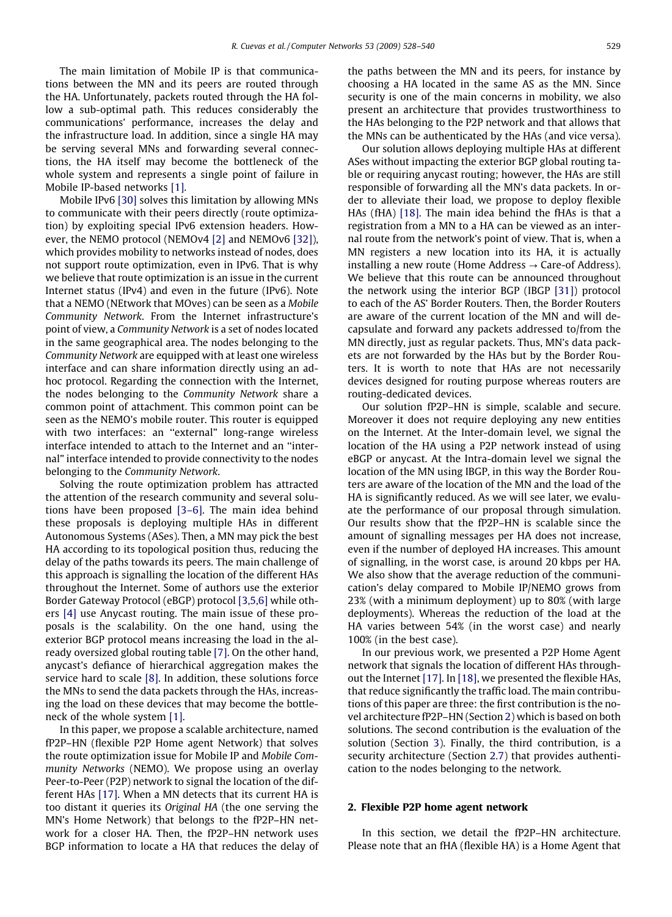The main limitation of Mobile IP is that communications between the MN and its peers are routed through the HA. Unfortunately, packets routed through the HA follow a sub-optimal path. This reduces considerably the communications' performance, increases the delay and the infrastructure load. In addition, since a single HA may be serving several MNs and forwarding several connections, the HA itself may become the bottleneck of the whole system and represents a single point of failure in Mobile IP-based networks [1].

Mobile IPv6 [30] solves this limitation by allowing MNs to communicate with their peers directly (route optimization) by exploiting special IPv6 extension headers. However, the NEMO protocol (NEMOv4 [2] and NEMOv6 [32]), which provides mobility to networks instead of nodes, does not support route optimization, even in IPv6. That is why we believe that route optimization is an issue in the current Internet status (IPv4) and even in the future (IPv6). Note that a NEMO (NEtwork that MOves) can be seen as a *Mobile Community Network*. From the Internet infrastructure's point of view, a *Community Network* is a set of nodes located in the same geographical area. The nodes belonging to the *Community Network* are equipped with at least one wireless interface and can share information directly using an ad-hoc protocol. Regarding the connection with the Internet, the nodes belonging to the *Community Network* share a common point of attachment. This common point can be seen as the NEMO's mobile router. This router is equipped with two interfaces: an "external" long-range wireless interface intended to attach to the Internet and an "internal" interface intended to provide connectivity to the nodes belonging to the *Community Network*.

Solving the route optimization problem has attracted the attention of the research community and several solutions have been proposed [3–6]. The main idea behind these proposals is deploying multiple HAs in different Autonomous Systems (ASes). Then, a MN may pick the best HA according to its topological position thus, reducing the delay of the paths towards its peers. The main challenge of this approach is signalling the location of the different HAs throughout the Internet. Some of authors use the exterior Border Gateway Protocol (eBGP) protocol [3,5,6] while others [4] use Anycast routing. The main issue of these proposals is the scalability. On the one hand, using the exterior BGP protocol means increasing the load in the already oversized global routing table [7]. On the other hand, anycast's defiance of hierarchical aggregation makes the service hard to scale [8]. In addition, these solutions force the MNs to send the data packets through the HAs, increasing the load on these devices that may become the bottleneck of the whole system [1].

In this paper, we propose a scalable architecture, named fP2P–HN (flexible P2P Home agent Network) that solves the route optimization issue for Mobile IP and *Mobile Community Networks* (NEMO). We propose using an overlay Peer-to-Peer (P2P) network to signal the location of the different HAs [17]. When a MN detects that its current HA is too distant it queries its *Original HA* (the one serving the MN's Home Network) that belongs to the fP2P–HN network for a closer HA. Then, the fP2P–HN network uses BGP information to locate a HA that reduces the delay of the paths between the MN and its peers, for instance by choosing a HA located in the same AS as the MN. Since security is one of the main concerns in mobility, we also present an architecture that provides trustworthiness to the HAs belonging to the P2P network and that allows that the MNs can be authenticated by the HAs (and vice versa).

Our solution allows deploying multiple HAs at different ASes without impacting the exterior BGP global routing table or requiring anycast routing; however, the HAs are still responsible of forwarding all the MN's data packets. In order to alleviate their load, we propose to deploy flexible HAs (fHA) [18]. The main idea behind the fHAs is that a registration from a MN to a HA can be viewed as an internal route from the network's point of view. That is, when a MN registers a new location into its HA, it is actually installing a new route (Home Address → Care-of Address). We believe that this route can be announced throughout the network using the interior BGP (IBGP [31]) protocol to each of the AS' Border Routers. Then, the Border Routers are aware of the current location of the MN and will decapsulate and forward any packets addressed to/from the MN directly, just as regular packets. Thus, MN's data packets are not forwarded by the HAs but by the Border Routers. It is worth to note that HAs are not necessarily devices designed for routing purpose whereas routers are routing-dedicated devices.

Our solution fP2P–HN is simple, scalable and secure. Moreover it does not require deploying any new entities on the Internet. At the Inter-domain level, we signal the location of the HA using a P2P network instead of using eBGP or anycast. At the Intra-domain level we signal the location of the MN using IBGP, in this way the Border Routers are aware of the location of the MN and the load of the HA is significantly reduced. As we will see later, we evaluate the performance of our proposal through simulation. Our results show that the fP2P–HN is scalable since the amount of signalling messages per HA does not increase, even if the number of deployed HA increases. This amount of signalling, in the worst case, is around 20 kbps per HA. We also show that the average reduction of the communication's delay compared to Mobile IP/NEMO grows from 23% (with a minimum deployment) up to 80% (with large deployments). Whereas the reduction of the load at the HA varies between 54% (in the worst case) and nearly 100% (in the best case).

In our previous work, we presented a P2P Home Agent network that signals the location of different HAs throughout the Internet [17]. In [18], we presented the flexible HAs, that reduce significantly the traffic load. The main contributions of this paper are three: the first contribution is the novel architecture fP2P–HN (Section 2) which is based on both solutions. The second contribution is the evaluation of the solution (Section 3). Finally, the third contribution, is a security architecture (Section 2.7) that provides authentication to the nodes belonging to the network.

## 2. Flexible P2P home agent network

In this section, we detail the fP2P–HN architecture. Please note that an fHA (flexible HA) is a Home Agent that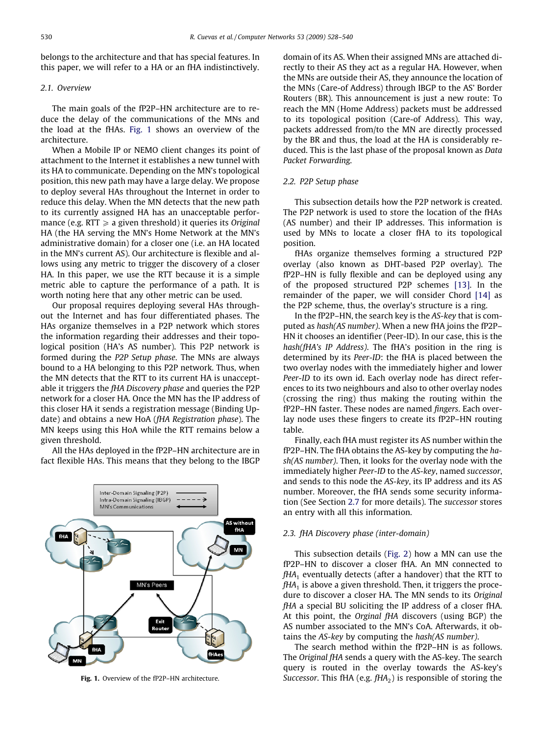belongs to the architecture and that has special features. In this paper, we will refer to a HA or an fHA indistinctively.

### 2.1. Overview

The main goals of the fP2P–HN architecture are to reduce the delay of the communications of the MNs and the load at the fHAs. Fig. 1 shows an overview of the architecture.

When a Mobile IP or NEMO client changes its point of attachment to the Internet it establishes a new tunnel with its HA to communicate. Depending on the MN's topological position, this new path may have a large delay. We propose to deploy several HAs throughout the Internet in order to reduce this delay. When the MN detects that the new path to its currently assigned HA has an unacceptable performance (e.g. RTT $\geqslant$ a given threshold) it queries its *Original* HA (the HA serving the MN's Home Network at the MN's administrative domain) for a closer one (i.e. an HA located in the MN's current AS). Our architecture is flexible and allows using any metric to trigger the discovery of a closer HA. In this paper, we use the RTT because it is a simple metric able to capture the performance of a path. It is worth noting here that any other metric can be used.

Our proposal requires deploying several HAs throughout the Internet and has four differentiated phases. The HAs organize themselves in a P2P network which stores the information regarding their addresses and their topological position (HA's AS number). This P2P network is formed during the *P2P Setup phase*. The MNs are always bound to a HA belonging to this P2P network. Thus, when the MN detects that the RTT to its current HA is unacceptable it triggers the *fHA Discovery phase* and queries the P2P network for a closer HA. Once the MN has the IP address of this closer HA it sends a registration message (Binding Update) and obtains a new HoA (*fHA Registration phase*). The MN keeps using this HoA while the RTT remains below a given threshold.

All the HAs deployed in the fP2P–HN architecture are in fact flexible HAs. This means that they belong to the IBGP domain of its AS. When their assigned MNs are attached directly to their AS they act as a regular HA. However, when the MNs are outside their AS, they announce the location of the MNs (Care-of Address) through IBGP to the AS' Border Routers (BR). This announcement is just a new route: To reach the MN (Home Address) packets must be addressed to its topological position (Care-of Address). This way, packets addressed from/to the MN are directly processed by the BR and thus, the load at the HA is considerably reduced. This is the last phase of the proposal known as *Data Packet Forwarding*.

Fig. 1. Overview of the fP2P–HN architecture.

### 2.2. P2P Setup phase

This subsection details how the P2P network is created. The P2P network is used to store the location of the fHAs (AS number) and their IP addresses. This information is used by MNs to locate a closer fHA to its topological position.

fHAs organize themselves forming a structured P2P overlay (also known as DHT-based P2P overlay). The fP2P–HN is fully flexible and can be deployed using any of the proposed structured P2P schemes [13]. In the remainder of the paper, we will consider Chord [14] as the P2P scheme, thus, the overlay's structure is a ring.

In the fP2P–HN, the search key is the *AS-key* that is computed as *hash(AS number)*. When a new fHA joins the fP2P–HN it chooses an identifier (Peer-ID). In our case, this is the *hash(fHA's IP Address)*. The fHA's position in the ring is determined by its *Peer-ID*: the fHA is placed between the two overlay nodes with the immediately higher and lower *Peer-ID* to its own id. Each overlay node has direct references to its two neighbours and also to other overlay nodes (crossing the ring) thus making the routing within the fP2P–HN faster. These nodes are named *fingers*. Each overlay node uses these fingers to create its fP2P–HN routing table.

Finally, each fHA must register its AS number within the fP2P–HN. The fHA obtains the AS-key by computing the *hash(AS number)*. Then, it looks for the overlay node with the immediately higher *Peer-ID* to the *AS-key*, named *successor*, and sends to this node the *AS-key*, its IP address and its AS number. Moreover, the fHA sends some security information (See Section 2.7 for more details). The *successor* stores an entry with all this information.

### 2.3. fHA Discovery phase (inter-domain)

This subsection details (Fig. 2) how a MN can use the fP2P–HN to discover a closer fHA. An MN connected to $fHA_1$ eventually detects (after a handover) that the RTT to $fHA_1$ is above a given threshold. Then, it triggers the procedure to discover a closer HA. The MN sends to its *Original fHA* a special BU soliciting the IP address of a closer fHA. At this point, the *Orginal fHA* discovers (using BGP) the AS number associated to the MN's CoA. Afterwards, it obtains the *AS-key* by computing the *hash(AS number)*.

The search method within the fP2P–HN is as follows. The *Original fHA* sends a query with the AS-key. The search query is routed in the overlay towards the AS-key's *Successor*. This fHA (e.g. $fHA_2$) is responsible of storing the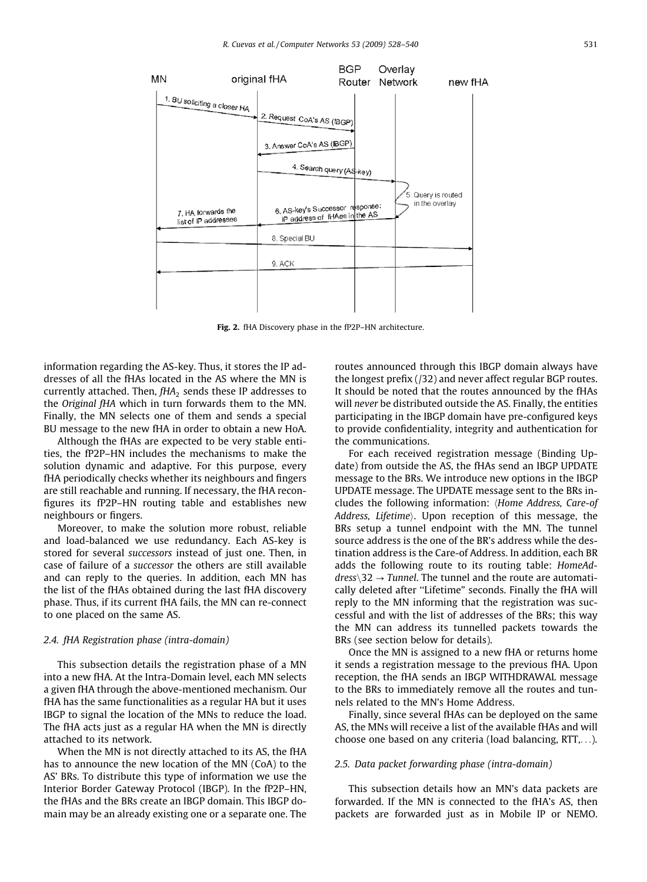Fig. 2. fHA Discovery phase in the fP2P–HN architecture.

information regarding the AS-key. Thus, it stores the IP addresses of all the fHAs located in the AS where the MN is currently attached. Then, $fHA_2$ sends these IP addresses to the *Original fHA* which in turn forwards them to the MN. Finally, the MN selects one of them and sends a special BU message to the new fHA in order to obtain a new HoA.

Although the fHAs are expected to be very stable entities, the fP2P–HN includes the mechanisms to make the solution dynamic and adaptive. For this purpose, every fHA periodically checks whether its neighbours and fingers are still reachable and running. If necessary, the fHA reconfigures its fP2P–HN routing table and establishes new neighbours or fingers.

Moreover, to make the solution more robust, reliable and load-balanced we use redundancy. Each AS-key is stored for several *successors* instead of just one. Then, in case of failure of a *successor* the others are still available and can reply to the queries. In addition, each MN has the list of the fHAs obtained during the last fHA discovery phase. Thus, if its current fHA fails, the MN can re-connect to one placed on the same AS.

### 2.4. fHA Registration phase (intra-domain)

This subsection details the registration phase of a MN into a new fHA. At the Intra-Domain level, each MN selects a given fHA through the above-mentioned mechanism. Our fHA has the same functionalities as a regular HA but it uses IBGP to signal the location of the MNs to reduce the load. The fHA acts just as a regular HA when the MN is directly attached to its network.

When the MN is not directly attached to its AS, the fHA has to announce the new location of the MN (CoA) to the AS' BRs. To distribute this type of information we use the Interior Border Gateway Protocol (IBGP). In the fP2P–HN, the fHAs and the BRs create an IBGP domain. This IBGP domain may be an already existing one or a separate one. The routes announced through this IBGP domain always have the longest prefix (/32) and never affect regular BGP routes. It should be noted that the routes announced by the fHAs will *never* be distributed outside the AS. Finally, the entities participating in the IBGP domain have pre-configured keys to provide confidentiality, integrity and authentication for the communications.

For each received registration message (Binding Update) from outside the AS, the fHAs send an IBGP UPDATE message to the BRs. We introduce new options in the IBGP UPDATE message. The UPDATE message sent to the BRs includes the following information: ⟨*Home Address, Care-of Address, Lifetime*⟩. Upon reception of this message, the BRs setup a tunnel endpoint with the MN. The tunnel source address is the one of the BR's address while the destination address is the Care-of Address. In addition, each BR adds the following route to its routing table: *HomeAddress*$\backslash$32 $\rightarrow$ *Tunnel*. The tunnel and the route are automatically deleted after "Lifetime" seconds. Finally the fHA will reply to the MN informing that the registration was successful and with the list of addresses of the BRs; this way the MN can address its tunnelled packets towards the BRs (see section below for details).

Once the MN is assigned to a new fHA or returns home it sends a registration message to the previous fHA. Upon reception, the fHA sends an IBGP WITHDRAWAL message to the BRs to immediately remove all the routes and tunnels related to the MN's Home Address.

Finally, since several fHAs can be deployed on the same AS, the MNs will receive a list of the available fHAs and will choose one based on any criteria (load balancing, RTT,...).

### 2.5. Data packet forwarding phase (intra-domain)

This subsection details how an MN's data packets are forwarded. If the MN is connected to the fHA's AS, then packets are forwarded just as in Mobile IP or NEMO.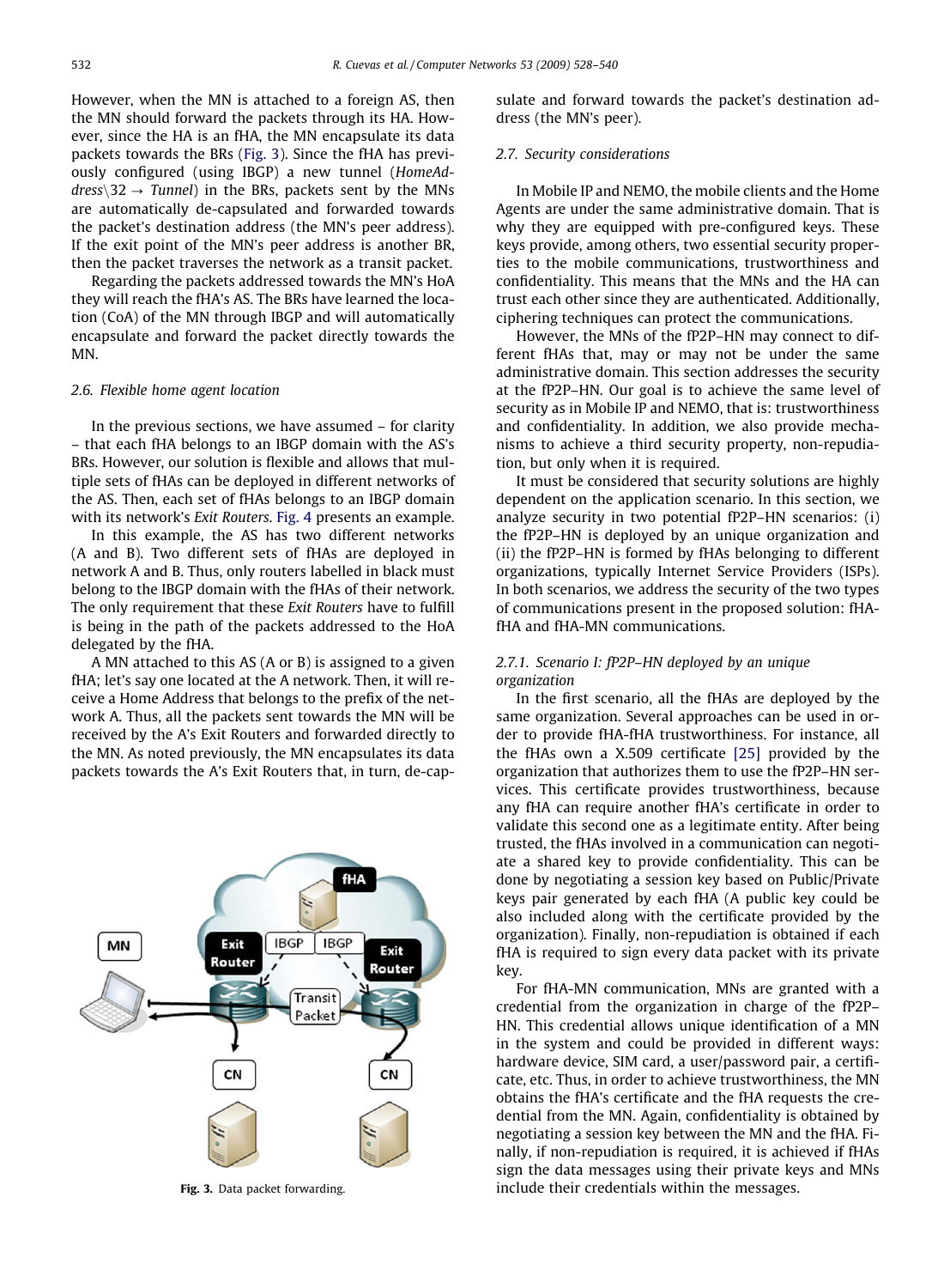However, when the MN is attached to a foreign AS, then the MN should forward the packets through its HA. However, since the HA is an fHA, the MN encapsulate its data packets towards the BRs (Fig. 3). Since the fHA has previously configured (using IBGP) a new tunnel (*HomeAddress*$\backslash 32 \rightarrow$ *Tunnel*) in the BRs, packets sent by the MNs are automatically de-capsulated and forwarded towards the packet's destination address (the MN's peer address). If the exit point of the MN's peer address is another BR, then the packet traverses the network as a transit packet.

Regarding the packets addressed towards the MN's HoA they will reach the fHA's AS. The BRs have learned the location (CoA) of the MN through IBGP and will automatically encapsulate and forward the packet directly towards the MN.

### 2.6. Flexible home agent location

In the previous sections, we have assumed – for clarity – that each fHA belongs to an IBGP domain with the AS's BRs. However, our solution is flexible and allows that multiple sets of fHAs can be deployed in different networks of the AS. Then, each set of fHAs belongs to an IBGP domain with its network's *Exit Routers*. Fig. 4 presents an example.

In this example, the AS has two different networks (A and B). Two different sets of fHAs are deployed in network A and B. Thus, only routers labelled in black must belong to the IBGP domain with the fHAs of their network. The only requirement that these *Exit Routers* have to fulfill is being in the path of the packets addressed to the HoA delegated by the fHA.

A MN attached to this AS (A or B) is assigned to a given fHA; let's say one located at the A network. Then, it will receive a Home Address that belongs to the prefix of the network A. Thus, all the packets sent towards the MN will be received by the A's Exit Routers and forwarded directly to the MN. As noted previously, the MN encapsulates its data packets towards the A's Exit Routers that, in turn, de-capsulate and forward towards the packet's destination address (the MN's peer).

fHA
MN
Exit Router
IBGP
IBGP
Exit Router
Transit Packet
CN
CN

**Fig. 3.** Data packet forwarding.

### 2.7. Security considerations

In Mobile IP and NEMO, the mobile clients and the Home Agents are under the same administrative domain. That is why they are equipped with pre-configured keys. These keys provide, among others, two essential security properties to the mobile communications, trustworthiness and confidentiality. This means that the MNs and the HA can trust each other since they are authenticated. Additionally, ciphering techniques can protect the communications.

However, the MNs of the fP2P–HN may connect to different fHAs that, may or may not be under the same administrative domain. This section addresses the security at the fP2P–HN. Our goal is to achieve the same level of security as in Mobile IP and NEMO, that is: trustworthiness and confidentiality. In addition, we also provide mechanisms to achieve a third security property, non-repudiation, but only when it is required.

It must be considered that security solutions are highly dependent on the application scenario. In this section, we analyze security in two potential fP2P–HN scenarios: (i) the fP2P–HN is deployed by an unique organization and (ii) the fP2P–HN is formed by fHAs belonging to different organizations, typically Internet Service Providers (ISPs). In both scenarios, we address the security of the two types of communications present in the proposed solution: fHA-fHA and fHA-MN communications.

#### 2.7.1. Scenario I: fP2P–HN deployed by an unique organization

In the first scenario, all the fHAs are deployed by the same organization. Several approaches can be used in order to provide fHA-fHA trustworthiness. For instance, all the fHAs own a X.509 certificate [25] provided by the organization that authorizes them to use the fP2P–HN services. This certificate provides trustworthiness, because any fHA can require another fHA's certificate in order to validate this second one as a legitimate entity. After being trusted, the fHAs involved in a communication can negotiate a shared key to provide confidentiality. This can be done by negotiating a session key based on Public/Private keys pair generated by each fHA (A public key could be also included along with the certificate provided by the organization). Finally, non-repudiation is obtained if each fHA is required to sign every data packet with its private key.

For fHA-MN communication, MNs are granted with a credential from the organization in charge of the fP2P–HN. This credential allows unique identification of a MN in the system and could be provided in different ways: hardware device, SIM card, a user/password pair, a certificate, etc. Thus, in order to achieve trustworthiness, the MN obtains the fHA's certificate and the fHA requests the credential from the MN. Again, confidentiality is obtained by negotiating a session key between the MN and the fHA. Finally, if non-repudiation is required, it is achieved if fHAs sign the data messages using their private keys and MNs include their credentials within the messages.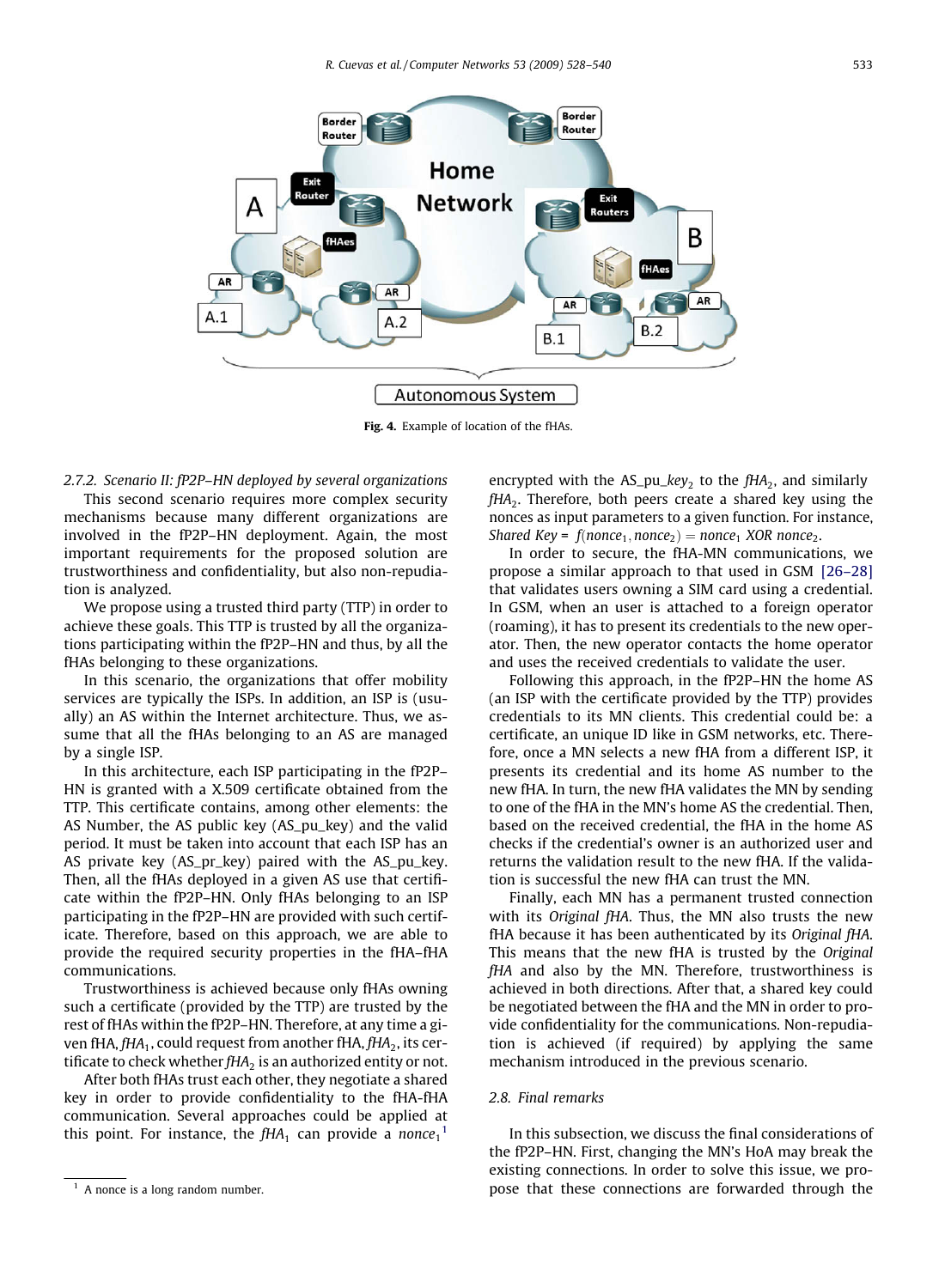Fig. 4. Example of location of the fHAs.

#### 2.7.2. Scenario II: fP2P–HN deployed by several organizations

This second scenario requires more complex security mechanisms because many different organizations are involved in the fP2P–HN deployment. Again, the most important requirements for the proposed solution are trustworthiness and confidentiality, but also non-repudiation is analyzed.

We propose using a trusted third party (TTP) in order to achieve these goals. This TTP is trusted by all the organizations participating within the fP2P–HN and thus, by all the fHAs belonging to these organizations.

In this scenario, the organizations that offer mobility services are typically the ISPs. In addition, an ISP is (usually) an AS within the Internet architecture. Thus, we assume that all the fHAs belonging to an AS are managed by a single ISP.

In this architecture, each ISP participating in the fP2P–HN is granted with a X.509 certificate obtained from the TTP. This certificate contains, among other elements: the AS Number, the AS public key (AS_pu_key) and the valid period. It must be taken into account that each ISP has an AS private key (AS_pr_key) paired with the AS_pu_key. Then, all the fHAs deployed in a given AS use that certificate within the fP2P–HN. Only fHAs belonging to an ISP participating in the fP2P–HN are provided with such certificate. Therefore, based on this approach, we are able to provide the required security properties in the fHA–fHA communications.

Trustworthiness is achieved because only fHAs owning such a certificate (provided by the TTP) are trusted by the rest of fHAs within the fP2P–HN. Therefore, at any time a given fHA, $fHA_1$, could request from another fHA, $fHA_2$, its certificate to check whether $fHA_2$ is an authorized entity or not.

After both fHAs trust each other, they negotiate a shared key in order to provide confidentiality to the fHA-fHA communication. Several approaches could be applied at this point. For instance, the $fHA_1$ can provide a $nonce_1$[1] encrypted with the $AS\_pu\_key_2$ to the $fHA_2$, and similarly $fHA_2$. Therefore, both peers create a shared key using the nonces as input parameters to a given function. For instance, *Shared Key* = $f(nonce_1, nonce_2) = nonce_1$ *XOR* $nonce_2$.

In order to secure, the fHA-MN communications, we propose a similar approach to that used in GSM [26–28] that validates users owning a SIM card using a credential. In GSM, when an user is attached to a foreign operator (roaming), it has to present its credentials to the new operator. Then, the new operator contacts the home operator and uses the received credentials to validate the user.

Following this approach, in the fP2P–HN the home AS (an ISP with the certificate provided by the TTP) provides credentials to its MN clients. This credential could be: a certificate, an unique ID like in GSM networks, etc. Therefore, once a MN selects a new fHA from a different ISP, it presents its credential and its home AS number to the new fHA. In turn, the new fHA validates the MN by sending to one of the fHA in the MN's home AS the credential. Then, based on the received credential, the fHA in the home AS checks if the credential's owner is an authorized user and returns the validation result to the new fHA. If the validation is successful the new fHA can trust the MN.

Finally, each MN has a permanent trusted connection with its *Original fHA*. Thus, the MN also trusts the new fHA because it has been authenticated by its *Original fHA*. This means that the new fHA is trusted by the *Original fHA* and also by the MN. Therefore, trustworthiness is achieved in both directions. After that, a shared key could be negotiated between the fHA and the MN in order to provide confidentiality for the communications. Non-repudiation is achieved (if required) by applying the same mechanism introduced in the previous scenario.

### 2.8. Final remarks

In this subsection, we discuss the final considerations of the fP2P–HN. First, changing the MN's HoA may break the existing connections. In order to solve this issue, we propose that these connections are forwarded through the

[1] A nonce is a long random number.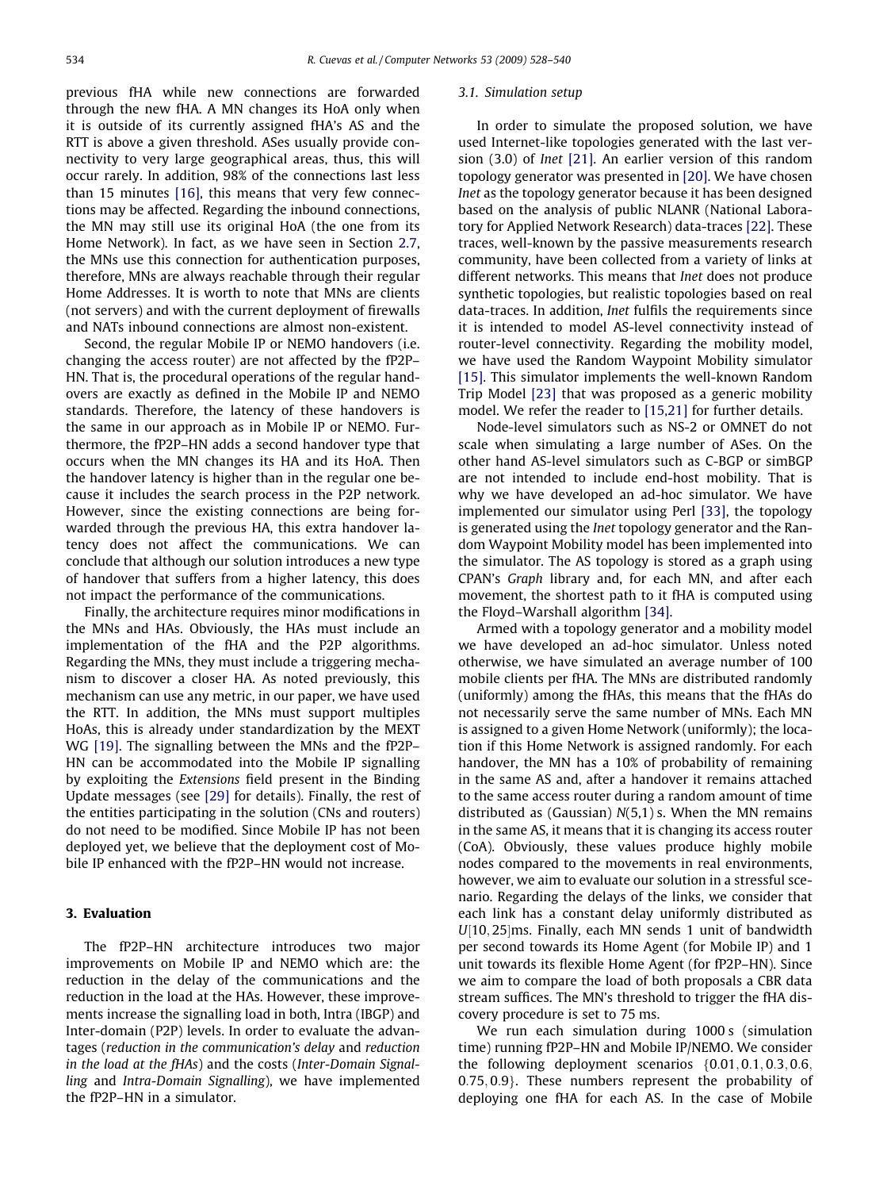previous fHA while new connections are forwarded through the new fHA. A MN changes its HoA only when it is outside of its currently assigned fHA's AS and the RTT is above a given threshold. ASes usually provide connectivity to very large geographical areas, thus, this will occur rarely. In addition, 98% of the connections last less than 15 minutes [16], this means that very few connections may be affected. Regarding the inbound connections, the MN may still use its original HoA (the one from its Home Network). In fact, as we have seen in Section 2.7, the MNs use this connection for authentication purposes, therefore, MNs are always reachable through their regular Home Addresses. It is worth to note that MNs are clients (not servers) and with the current deployment of firewalls and NATs inbound connections are almost non-existent.

Second, the regular Mobile IP or NEMO handovers (i.e. changing the access router) are not affected by the fP2P–HN. That is, the procedural operations of the regular handovers are exactly as defined in the Mobile IP and NEMO standards. Therefore, the latency of these handovers is the same in our approach as in Mobile IP or NEMO. Furthermore, the fP2P–HN adds a second handover type that occurs when the MN changes its HA and its HoA. Then the handover latency is higher than in the regular one because it includes the search process in the P2P network. However, since the existing connections are being forwarded through the previous HA, this extra handover latency does not affect the communications. We can conclude that although our solution introduces a new type of handover that suffers from a higher latency, this does not impact the performance of the communications.

Finally, the architecture requires minor modifications in the MNs and HAs. Obviously, the HAs must include an implementation of the fHA and the P2P algorithms. Regarding the MNs, they must include a triggering mechanism to discover a closer HA. As noted previously, this mechanism can use any metric, in our paper, we have used the RTT. In addition, the MNs must support multiples HoAs, this is already under standardization by the MEXT WG [19]. The signalling between the MNs and the fP2P–HN can be accommodated into the Mobile IP signalling by exploiting the *Extensions* field present in the Binding Update messages (see [29] for details). Finally, the rest of the entities participating in the solution (CNs and routers) do not need to be modified. Since Mobile IP has not been deployed yet, we believe that the deployment cost of Mobile IP enhanced with the fP2P–HN would not increase.

## 3. Evaluation

The fP2P–HN architecture introduces two major improvements on Mobile IP and NEMO which are: the reduction in the delay of the communications and the reduction in the load at the HAs. However, these improvements increase the signalling load in both, Intra (IBGP) and Inter-domain (P2P) levels. In order to evaluate the advantages (*reduction in the communication's delay* and *reduction in the load at the fHAs*) and the costs (*Inter-Domain Signalling* and *Intra-Domain Signalling*), we have implemented the fP2P–HN in a simulator.

### 3.1. Simulation setup

In order to simulate the proposed solution, we have used Internet-like topologies generated with the last version (3.0) of *Inet* [21]. An earlier version of this random topology generator was presented in [20]. We have chosen *Inet* as the topology generator because it has been designed based on the analysis of public NLANR (National Laboratory for Applied Network Research) data-traces [22]. These traces, well-known by the passive measurements research community, have been collected from a variety of links at different networks. This means that *Inet* does not produce synthetic topologies, but realistic topologies based on real data-traces. In addition, *Inet* fulfils the requirements since it is intended to model AS-level connectivity instead of router-level connectivity. Regarding the mobility model, we have used the Random Waypoint Mobility simulator [15]. This simulator implements the well-known Random Trip Model [23] that was proposed as a generic mobility model. We refer the reader to [15,21] for further details.

Node-level simulators such as NS-2 or OMNET do not scale when simulating a large number of ASes. On the other hand AS-level simulators such as C-BGP or simBGP are not intended to include end-host mobility. That is why we have developed an ad-hoc simulator. We have implemented our simulator using Perl [33], the topology is generated using the *Inet* topology generator and the Random Waypoint Mobility model has been implemented into the simulator. The AS topology is stored as a graph using CPAN's *Graph* library and, for each MN, and after each movement, the shortest path to it fHA is computed using the Floyd–Warshall algorithm [34].

Armed with a topology generator and a mobility model we have developed an ad-hoc simulator. Unless noted otherwise, we have simulated an average number of 100 mobile clients per fHA. The MNs are distributed randomly (uniformly) among the fHAs, this means that the fHAs do not necessarily serve the same number of MNs. Each MN is assigned to a given Home Network (uniformly); the location if this Home Network is assigned randomly. For each handover, the MN has a 10% of probability of remaining in the same AS and, after a handover it remains attached to the same access router during a random amount of time distributed as (Gaussian) $N(5,1)$ s. When the MN remains in the same AS, it means that it is changing its access router (CoA). Obviously, these values produce highly mobile nodes compared to the movements in real environments, however, we aim to evaluate our solution in a stressful scenario. Regarding the delays of the links, we consider that each link has a constant delay uniformly distributed as $U[10,25]$ms. Finally, each MN sends 1 unit of bandwidth per second towards its Home Agent (for Mobile IP) and 1 unit towards its flexible Home Agent (for fP2P–HN). Since we aim to compare the load of both proposals a CBR data stream suffices. The MN's threshold to trigger the fHA discovery procedure is set to 75 ms.

We run each simulation during 1000 s (simulation time) running fP2P–HN and Mobile IP/NEMO. We consider the following deployment scenarios $\{0.01, 0.1, 0.3, 0.6, 0.75, 0.9\}$. These numbers represent the probability of deploying one fHA for each AS. In the case of Mobile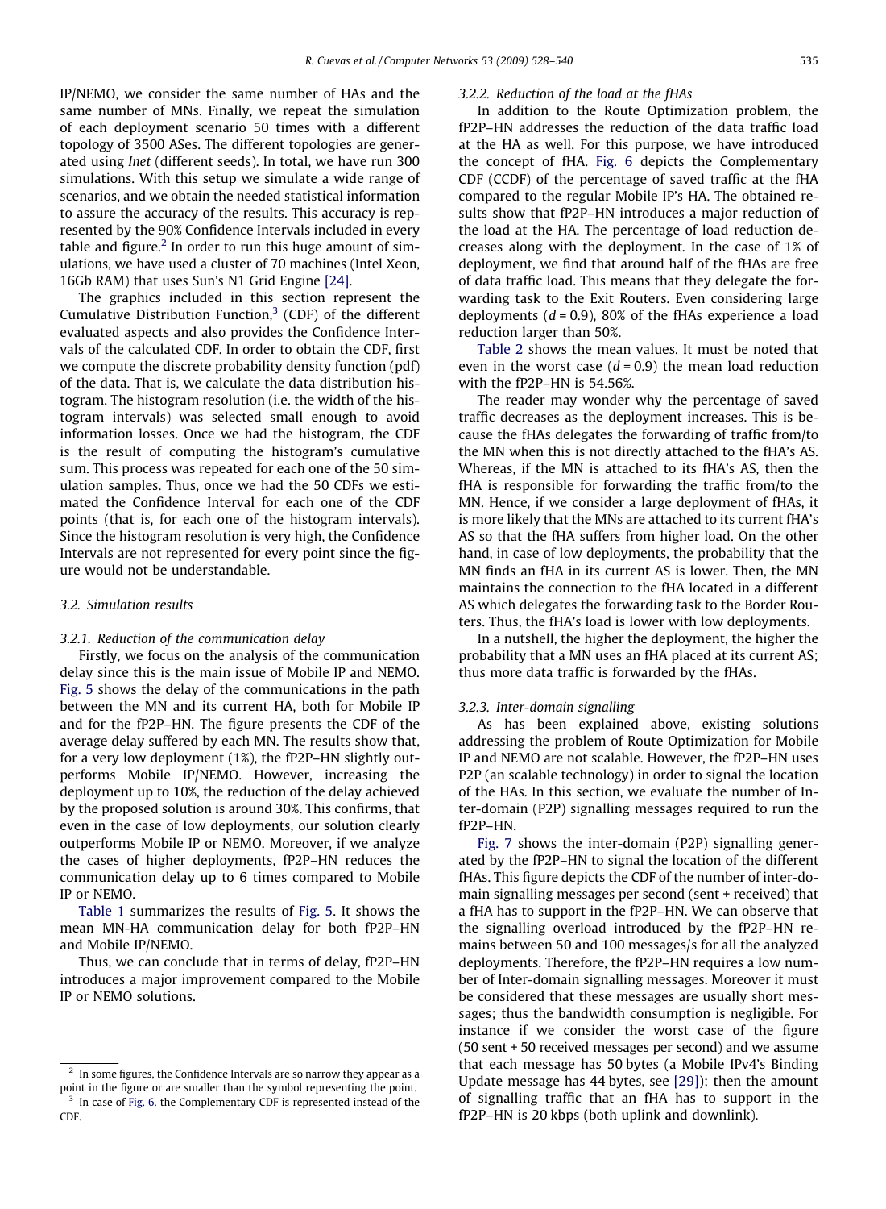IP/NEMO, we consider the same number of HAs and the same number of MNs. Finally, we repeat the simulation of each deployment scenario 50 times with a different topology of 3500 ASes. The different topologies are generated using *Inet* (different seeds). In total, we have run 300 simulations. With this setup we simulate a wide range of scenarios, and we obtain the needed statistical information to assure the accuracy of the results. This accuracy is represented by the 90% Confidence Intervals included in every table and figure.[2] In order to run this huge amount of simulations, we have used a cluster of 70 machines (Intel Xeon, 16Gb RAM) that uses Sun's N1 Grid Engine [24].

The graphics included in this section represent the Cumulative Distribution Function,[3] (CDF) of the different evaluated aspects and also provides the Confidence Intervals of the calculated CDF. In order to obtain the CDF, first we compute the discrete probability density function (pdf) of the data. That is, we calculate the data distribution histogram. The histogram resolution (i.e. the width of the histogram intervals) was selected small enough to avoid information losses. Once we had the histogram, the CDF is the result of computing the histogram's cumulative sum. This process was repeated for each one of the 50 simulation samples. Thus, once we had the 50 CDFs we estimated the Confidence Interval for each one of the CDF points (that is, for each one of the histogram intervals). Since the histogram resolution is very high, the Confidence Intervals are not represented for every point since the figure would not be understandable.

### 3.2. Simulation results

#### 3.2.1. Reduction of the communication delay

Firstly, we focus on the analysis of the communication delay since this is the main issue of Mobile IP and NEMO. Fig. 5 shows the delay of the communications in the path between the MN and its current HA, both for Mobile IP and for the fP2P–HN. The figure presents the CDF of the average delay suffered by each MN. The results show that, for a very low deployment (1%), the fP2P–HN slightly outperforms Mobile IP/NEMO. However, increasing the deployment up to 10%, the reduction of the delay achieved by the proposed solution is around 30%. This confirms, that even in the case of low deployments, our solution clearly outperforms Mobile IP or NEMO. Moreover, if we analyze the cases of higher deployments, fP2P–HN reduces the communication delay up to 6 times compared to Mobile IP or NEMO.

Table 1 summarizes the results of Fig. 5. It shows the mean MN-HA communication delay for both fP2P–HN and Mobile IP/NEMO.

Thus, we can conclude that in terms of delay, fP2P–HN introduces a major improvement compared to the Mobile IP or NEMO solutions.

#### 3.2.2. Reduction of the load at the fHAs

In addition to the Route Optimization problem, the fP2P–HN addresses the reduction of the data traffic load at the HA as well. For this purpose, we have introduced the concept of fHA. Fig. 6 depicts the Complementary CDF (CCDF) of the percentage of saved traffic at the fHA compared to the regular Mobile IP's HA. The obtained results show that fP2P–HN introduces a major reduction of the load at the HA. The percentage of load reduction decreases along with the deployment. In the case of 1% of deployment, we find that around half of the fHAs are free of data traffic load. This means that they delegate the forwarding task to the Exit Routers. Even considering large deployments ($d = 0.9$), 80% of the fHAs experience a load reduction larger than 50%.

Table 2 shows the mean values. It must be noted that even in the worst case ($d = 0.9$) the mean load reduction with the fP2P–HN is 54.56%.

The reader may wonder why the percentage of saved traffic decreases as the deployment increases. This is because the fHAs delegates the forwarding of traffic from/to the MN when this is not directly attached to the fHA's AS. Whereas, if the MN is attached to its fHA's AS, then the fHA is responsible for forwarding the traffic from/to the MN. Hence, if we consider a large deployment of fHAs, it is more likely that the MNs are attached to its current fHA's AS so that the fHA suffers from higher load. On the other hand, in case of low deployments, the probability that the MN finds an fHA in its current AS is lower. Then, the MN maintains the connection to the fHA located in a different AS which delegates the forwarding task to the Border Routers. Thus, the fHA's load is lower with low deployments.

In a nutshell, the higher the deployment, the higher the probability that a MN uses an fHA placed at its current AS; thus more data traffic is forwarded by the fHAs.

#### 3.2.3. Inter-domain signalling

As has been explained above, existing solutions addressing the problem of Route Optimization for Mobile IP and NEMO are not scalable. However, the fP2P–HN uses P2P (an scalable technology) in order to signal the location of the HAs. In this section, we evaluate the number of Inter-domain (P2P) signalling messages required to run the fP2P–HN.

Fig. 7 shows the inter-domain (P2P) signalling generated by the fP2P–HN to signal the location of the different fHAs. This figure depicts the CDF of the number of inter-domain signalling messages per second (sent + received) that a fHA has to support in the fP2P–HN. We can observe that the signalling overload introduced by the fP2P–HN remains between 50 and 100 messages/s for all the analyzed deployments. Therefore, the fP2P–HN requires a low number of Inter-domain signalling messages. Moreover it must be considered that these messages are usually short messages; thus the bandwidth consumption is negligible. For instance if we consider the worst case of the figure (50 sent + 50 received messages per second) and we assume that each message has 50 bytes (a Mobile IPv4's Binding Update message has 44 bytes, see [29]); then the amount of signalling traffic that an fHA has to support in the fP2P–HN is 20 kbps (both uplink and downlink).

---

[2] In some figures, the Confidence Intervals are so narrow they appear as a point in the figure or are smaller than the symbol representing the point.

[3] In case of Fig. 6. the Complementary CDF is represented instead of the CDF.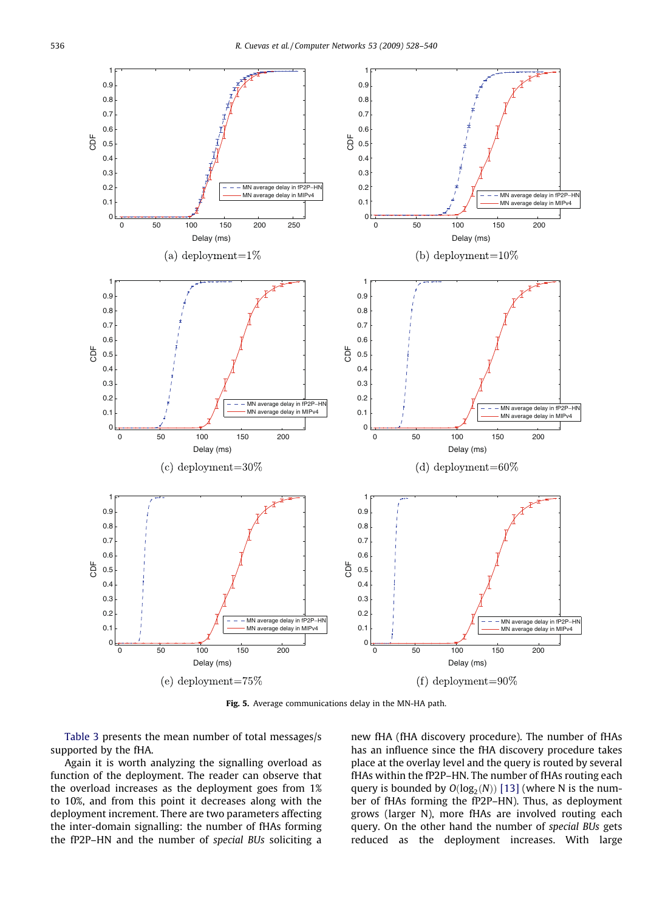Fig. 5. Average communications delay in the MN-HA path.

Table 3 presents the mean number of total messages/s supported by the fHA.

Again it is worth analyzing the signalling overload as function of the deployment. The reader can observe that the overload increases as the deployment goes from 1% to 10%, and from this point it decreases along with the deployment increment. There are two parameters affecting the inter-domain signalling: the number of fHAs forming the fP2P–HN and the number of *special BUs* soliciting a new fHA (fHA discovery procedure). The number of fHAs has an influence since the fHA discovery procedure takes place at the overlay level and the query is routed by several fHAs within the fP2P–HN. The number of fHAs routing each query is bounded by $O(\log_2(N))$ [13] (where N is the number of fHAs forming the fP2P–HN). Thus, as deployment grows (larger N), more fHAs are involved routing each query. On the other hand the number of *special BUs* gets reduced as the deployment increases. With large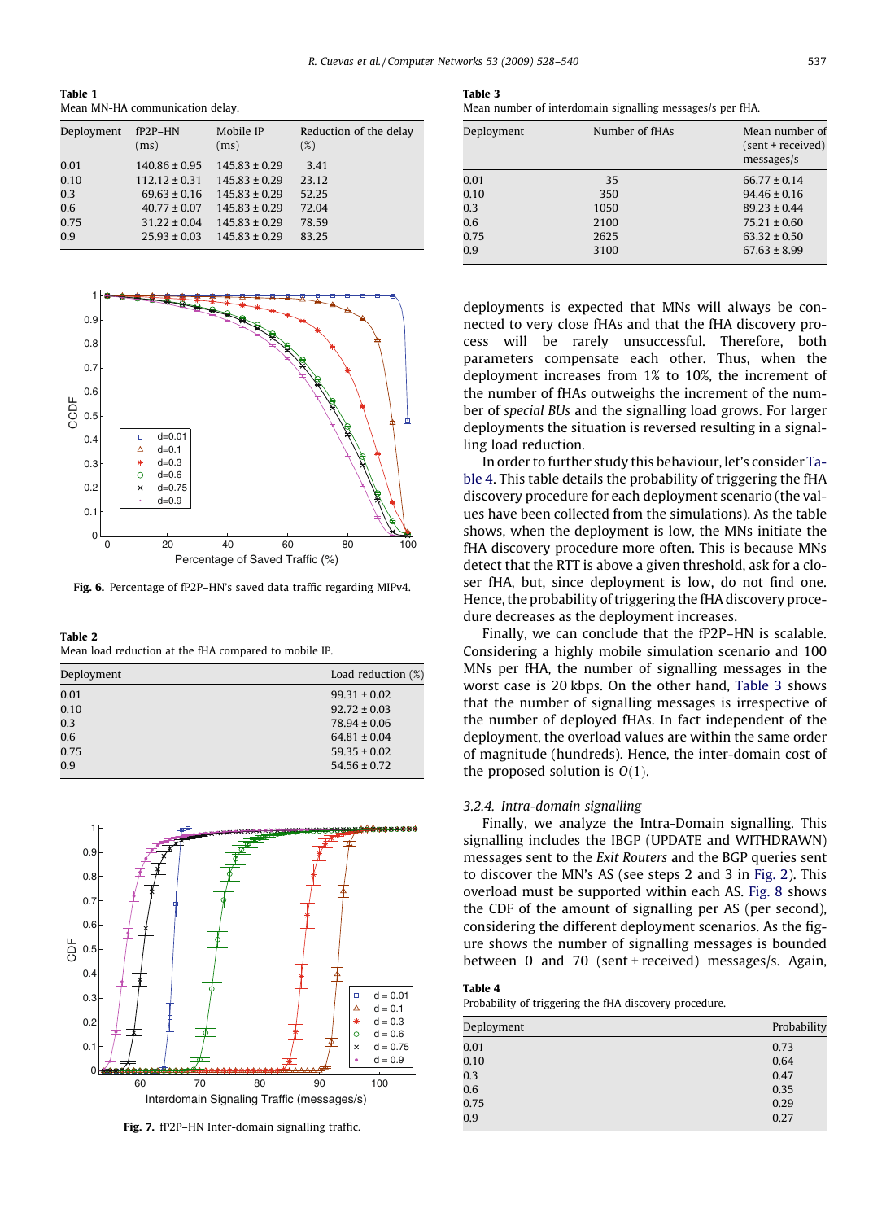**Table 1**
Mean MN-HA communication delay.

| Deployment | fP2P–HN (ms) | Mobile IP (ms) | Reduction of the delay (%) |
|---|---|---|---|
| 0.01 | 140.86 ± 0.95 | 145.83 ± 0.29 | 3.41 |
| 0.10 | 112.12 ± 0.31 | 145.83 ± 0.29 | 23.12 |
| 0.3 | 69.63 ± 0.16 | 145.83 ± 0.29 | 52.25 |
| 0.6 | 40.77 ± 0.07 | 145.83 ± 0.29 | 72.04 |
| 0.75 | 31.22 ± 0.04 | 145.83 ± 0.29 | 78.59 |
| 0.9 | 25.93 ± 0.03 | 145.83 ± 0.29 | 83.25 |

**Fig. 6.** Percentage of fP2P–HN's saved data traffic regarding MIPv4.

**Table 2**
Mean load reduction at the fHA compared to mobile IP.

| Deployment | Load reduction (%) |
|---|---|
| 0.01 | 99.31 ± 0.02 |
| 0.10 | 92.72 ± 0.03 |
| 0.3 | 78.94 ± 0.06 |
| 0.6 | 64.81 ± 0.04 |
| 0.75 | 59.35 ± 0.02 |
| 0.9 | 54.56 ± 0.72 |

**Fig. 7.** fP2P–HN Inter-domain signalling traffic.

**Table 3**
Mean number of interdomain signalling messages/s per fHA.

| Deployment | Number of fHAs | Mean number of (sent + received) messages/s |
|---|---|---|
| 0.01 | 35 | 66.77 ± 0.14 |
| 0.10 | 350 | 94.46 ± 0.16 |
| 0.3 | 1050 | 89.23 ± 0.44 |
| 0.6 | 2100 | 75.21 ± 0.60 |
| 0.75 | 2625 | 63.32 ± 0.50 |
| 0.9 | 3100 | 67.63 ± 8.99 |

deployments is expected that MNs will always be connected to very close fHAs and that the fHA discovery process will be rarely unsuccessful. Therefore, both parameters compensate each other. Thus, when the deployment increases from 1% to 10%, the increment of the number of fHAs outweighs the increment of the number of *special BUs* and the signalling load grows. For larger deployments the situation is reversed resulting in a signalling load reduction.

In order to further study this behaviour, let's consider Table 4. This table details the probability of triggering the fHA discovery procedure for each deployment scenario (the values have been collected from the simulations). As the table shows, when the deployment is low, the MNs initiate the fHA discovery procedure more often. This is because MNs detect that the RTT is above a given threshold, ask for a closer fHA, but, since deployment is low, do not find one. Hence, the probability of triggering the fHA discovery procedure decreases as the deployment increases.

Finally, we can conclude that the fP2P–HN is scalable. Considering a highly mobile simulation scenario and 100 MNs per fHA, the number of signalling messages in the worst case is 20 kbps. On the other hand, Table 3 shows that the number of signalling messages is irrespective of the number of deployed fHAs. In fact independent of the deployment, the overload values are within the same order of magnitude (hundreds). Hence, the inter-domain cost of the proposed solution is $O(1)$.

### 3.2.4. Intra-domain signalling

Finally, we analyze the Intra-Domain signalling. This signalling includes the IBGP (UPDATE and WITHDRAWN) messages sent to the *Exit Routers* and the BGP queries sent to discover the MN's AS (see steps 2 and 3 in Fig. 2). This overload must be supported within each AS. Fig. 8 shows the CDF of the amount of signalling per AS (per second), considering the different deployment scenarios. As the figure shows the number of signalling messages is bounded between 0 and 70 (sent + received) messages/s. Again,

**Table 4**
Probability of triggering the fHA discovery procedure.

| Deployment | Probability |
|---|---|
| 0.01 | 0.73 |
| 0.10 | 0.64 |
| 0.3 | 0.47 |
| 0.6 | 0.35 |
| 0.75 | 0.29 |
| 0.9 | 0.27 |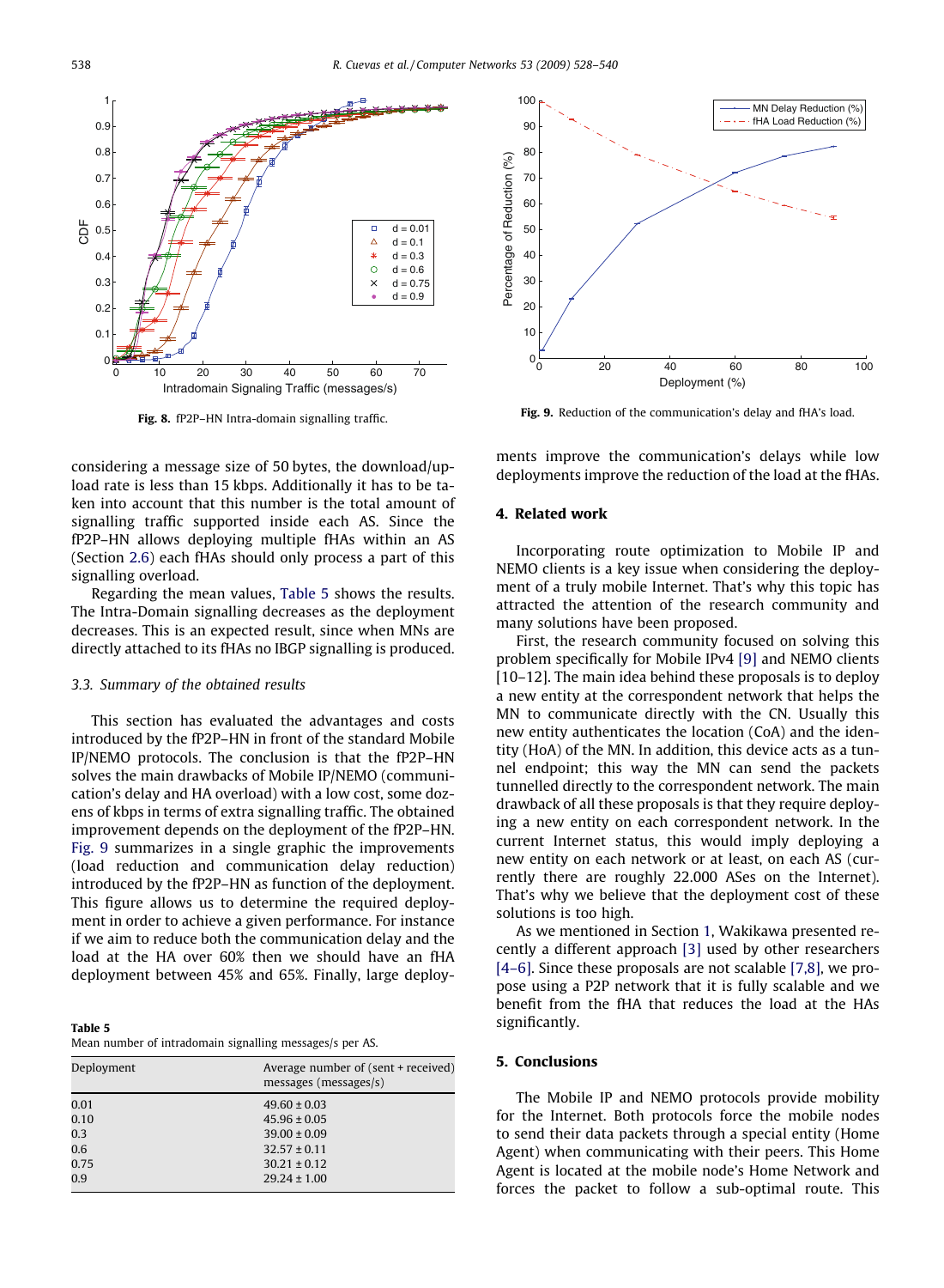Fig. 8. fP2P–HN Intra-domain signalling traffic.

Fig. 9. Reduction of the communication's delay and fHA's load.

considering a message size of 50 bytes, the download/upload rate is less than 15 kbps. Additionally it has to be taken into account that this number is the total amount of signalling traffic supported inside each AS. Since the fP2P–HN allows deploying multiple fHAs within an AS (Section 2.6) each fHAs should only process a part of this signalling overload.

Regarding the mean values, Table 5 shows the results. The Intra-Domain signalling decreases as the deployment decreases. This is an expected result, since when MNs are directly attached to its fHAs no IBGP signalling is produced.

### 3.3. Summary of the obtained results

This section has evaluated the advantages and costs introduced by the fP2P–HN in front of the standard Mobile IP/NEMO protocols. The conclusion is that the fP2P–HN solves the main drawbacks of Mobile IP/NEMO (communication's delay and HA overload) with a low cost, some dozens of kbps in terms of extra signalling traffic. The obtained improvement depends on the deployment of the fP2P–HN. Fig. 9 summarizes in a single graphic the improvements (load reduction and communication delay reduction) introduced by the fP2P–HN as function of the deployment. This figure allows us to determine the required deployment in order to achieve a given performance. For instance if we aim to reduce both the communication delay and the load at the HA over 60% then we should have an fHA deployment between 45% and 65%. Finally, large deployments improve the communication's delays while low deployments improve the reduction of the load at the fHAs.

**Table 5**
Mean number of intradomain signalling messages/s per AS.

| Deployment | Average number of (sent + received) messages (messages/s) |
|---|---|
| 0.01 | 49.60 ± 0.03 |
| 0.10 | 45.96 ± 0.05 |
| 0.3 | 39.00 ± 0.09 |
| 0.6 | 32.57 ± 0.11 |
| 0.75 | 30.21 ± 0.12 |
| 0.9 | 29.24 ± 1.00 |

## 4. Related work

Incorporating route optimization to Mobile IP and NEMO clients is a key issue when considering the deployment of a truly mobile Internet. That's why this topic has attracted the attention of the research community and many solutions have been proposed.

First, the research community focused on solving this problem specifically for Mobile IPv4 [9] and NEMO clients [10–12]. The main idea behind these proposals is to deploy a new entity at the correspondent network that helps the MN to communicate directly with the CN. Usually this new entity authenticates the location (CoA) and the identity (HoA) of the MN. In addition, this device acts as a tunnel endpoint; this way the MN can send the packets tunnelled directly to the correspondent network. The main drawback of all these proposals is that they require deploying a new entity on each correspondent network. In the current Internet status, this would imply deploying a new entity on each network or at least, on each AS (currently there are roughly 22.000 ASes on the Internet). That's why we believe that the deployment cost of these solutions is too high.

As we mentioned in Section 1, Wakikawa presented recently a different approach [3] used by other researchers [4–6]. Since these proposals are not scalable [7,8], we propose using a P2P network that it is fully scalable and we benefit from the fHA that reduces the load at the HAs significantly.

## 5. Conclusions

The Mobile IP and NEMO protocols provide mobility for the Internet. Both protocols force the mobile nodes to send their data packets through a special entity (Home Agent) when communicating with their peers. This Home Agent is located at the mobile node's Home Network and forces the packet to follow a sub-optimal route. This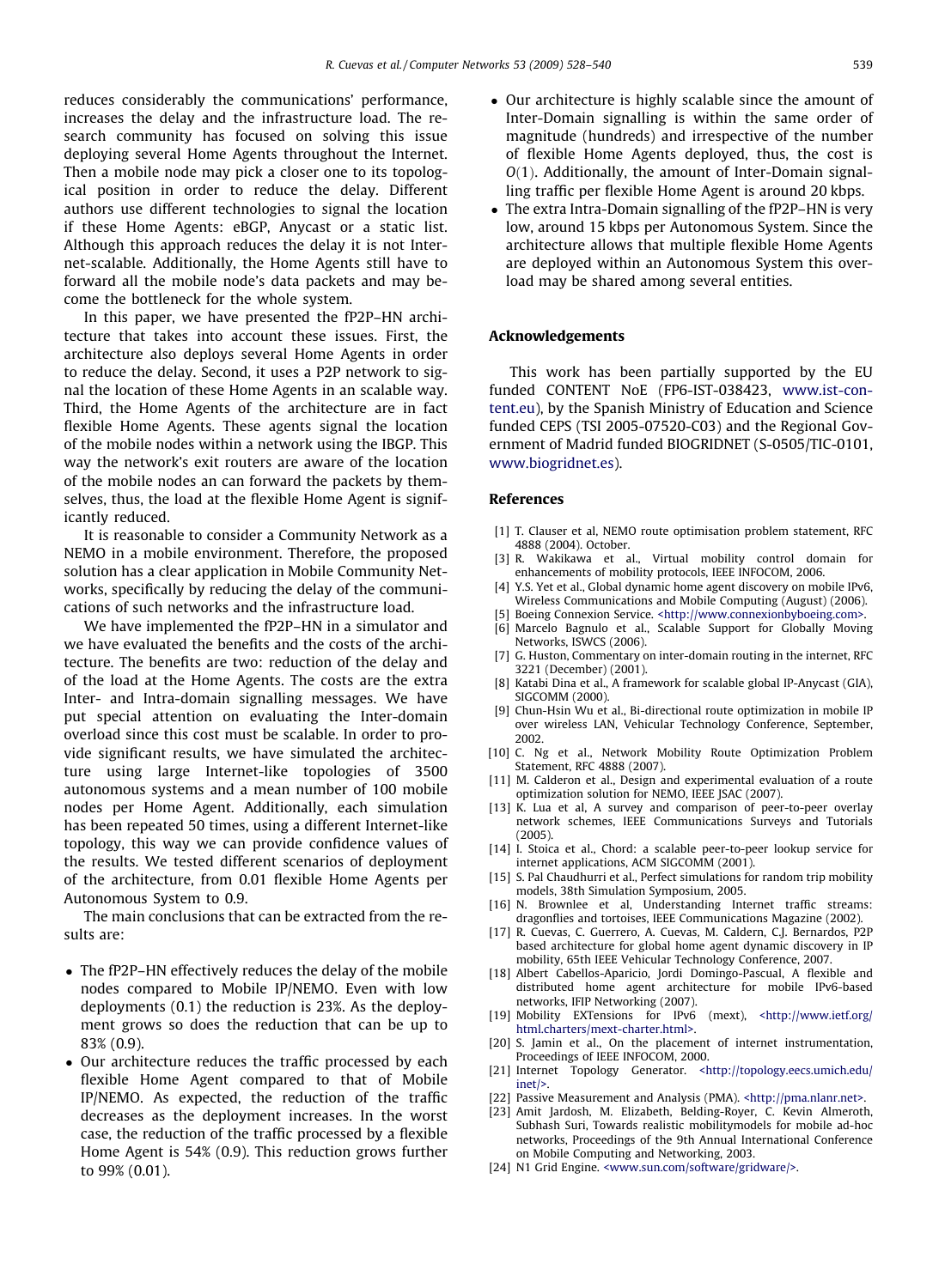reduces considerably the communications' performance, increases the delay and the infrastructure load. The research community has focused on solving this issue deploying several Home Agents throughout the Internet. Then a mobile node may pick a closer one to its topological position in order to reduce the delay. Different authors use different technologies to signal the location if these Home Agents: eBGP, Anycast or a static list. Although this approach reduces the delay it is not Internet-scalable. Additionally, the Home Agents still have to forward all the mobile node's data packets and may become the bottleneck for the whole system.

In this paper, we have presented the fP2P–HN architecture that takes into account these issues. First, the architecture also deploys several Home Agents in order to reduce the delay. Second, it uses a P2P network to signal the location of these Home Agents in an scalable way. Third, the Home Agents of the architecture are in fact flexible Home Agents. These agents signal the location of the mobile nodes within a network using the IBGP. This way the network's exit routers are aware of the location of the mobile nodes an can forward the packets by themselves, thus, the load at the flexible Home Agent is significantly reduced.

It is reasonable to consider a Community Network as a NEMO in a mobile environment. Therefore, the proposed solution has a clear application in Mobile Community Networks, specifically by reducing the delay of the communications of such networks and the infrastructure load.

We have implemented the fP2P–HN in a simulator and we have evaluated the benefits and the costs of the architecture. The benefits are two: reduction of the delay and of the load at the Home Agents. The costs are the extra Inter- and Intra-domain signalling messages. We have put special attention on evaluating the Inter-domain overload since this cost must be scalable. In order to provide significant results, we have simulated the architecture using large Internet-like topologies of 3500 autonomous systems and a mean number of 100 mobile nodes per Home Agent. Additionally, each simulation has been repeated 50 times, using a different Internet-like topology, this way we can provide confidence values of the results. We tested different scenarios of deployment of the architecture, from 0.01 flexible Home Agents per Autonomous System to 0.9.

The main conclusions that can be extracted from the results are:

- The fP2P–HN effectively reduces the delay of the mobile nodes compared to Mobile IP/NEMO. Even with low deployments (0.1) the reduction is 23%. As the deployment grows so does the reduction that can be up to 83% (0.9).
- Our architecture reduces the traffic processed by each flexible Home Agent compared to that of Mobile IP/NEMO. As expected, the reduction of the traffic decreases as the deployment increases. In the worst case, the reduction of the traffic processed by a flexible Home Agent is 54% (0.9). This reduction grows further to 99% (0.01).
- Our architecture is highly scalable since the amount of Inter-Domain signalling is within the same order of magnitude (hundreds) and irrespective of the number of flexible Home Agents deployed, thus, the cost is $O(1)$. Additionally, the amount of Inter-Domain signalling traffic per flexible Home Agent is around 20 kbps.
- The extra Intra-Domain signalling of the fP2P–HN is very low, around 15 kbps per Autonomous System. Since the architecture allows that multiple flexible Home Agents are deployed within an Autonomous System this overload may be shared among several entities.

## Acknowledgements

This work has been partially supported by the EU funded CONTENT NoE (FP6-IST-038423, www.ist-content.eu), by the Spanish Ministry of Education and Science funded CEPS (TSI 2005-07520-C03) and the Regional Government of Madrid funded BIOGRIDNET (S-0505/TIC-0101, www.biogridnet.es).

## References

[1] T. Clauser et al, NEMO route optimisation problem statement, RFC 4888 (2004). October.

[3] R. Wakikawa et al., Virtual mobility control domain for enhancements of mobility protocols, IEEE INFOCOM, 2006.

[4] Y.S. Yet et al., Global dynamic home agent discovery on mobile IPv6, Wireless Communications and Mobile Computing (August) (2006).

[5] Boeing Connexion Service. <http://www.connexionbyboeing.com>.

[6] Marcelo Bagnulo et al., Scalable Support for Globally Moving Networks, ISWCS (2006).

[7] G. Huston, Commentary on inter-domain routing in the internet, RFC 3221 (December) (2001).

[8] Katabi Dina et al., A framework for scalable global IP-Anycast (GIA), SIGCOMM (2000).

[9] Chun-Hsin Wu et al., Bi-directional route optimization in mobile IP over wireless LAN, Vehicular Technology Conference, September, 2002.

[10] C. Ng et al., Network Mobility Route Optimization Problem Statement, RFC 4888 (2007).

[11] M. Calderon et al., Design and experimental evaluation of a route optimization solution for NEMO, IEEE JSAC (2007).

[13] K. Lua et al, A survey and comparison of peer-to-peer overlay network schemes, IEEE Communications Surveys and Tutorials (2005).

[14] I. Stoica et al., Chord: a scalable peer-to-peer lookup service for internet applications, ACM SIGCOMM (2001).

[15] S. Pal Chaudhurri et al., Perfect simulations for random trip mobility models, 38th Simulation Symposium, 2005.

[16] N. Brownlee et al, Understanding Internet traffic streams: dragonflies and tortoises, IEEE Communications Magazine (2002).

[17] R. Cuevas, C. Guerrero, A. Cuevas, M. Caldern, C.J. Bernardos, P2P based architecture for global home agent dynamic discovery in IP mobility, 65th IEEE Vehicular Technology Conference, 2007.

[18] Albert Cabellos-Aparicio, Jordi Domingo-Pascual, A flexible and distributed home agent architecture for mobile IPv6-based networks, IFIP Networking (2007).

[19] Mobility EXTensions for IPv6 (mext), <http://www.ietf.org/html.charters/mext-charter.html>.

[20] S. Jamin et al., On the placement of internet instrumentation, Proceedings of IEEE INFOCOM, 2000.

[21] Internet Topology Generator. <http://topology.eecs.umich.edu/inet/>.

[22] Passive Measurement and Analysis (PMA). <http://pma.nlanr.net>.

[23] Amit Jardosh, M. Elizabeth, Belding-Royer, C. Kevin Almeroth, Subhash Suri, Towards realistic mobilitymodels for mobile ad-hoc networks, Proceedings of the 9th Annual International Conference on Mobile Computing and Networking, 2003.

[24] N1 Grid Engine. <www.sun.com/software/gridware/>.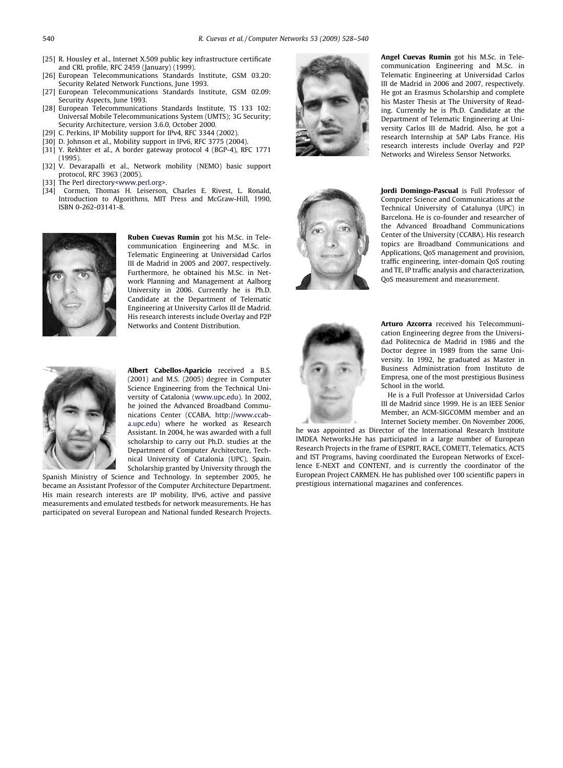[25] R. Housley et al., Internet X.509 public key infrastructure certificate and CRL profile, RFC 2459 (January) (1999).

[26] European Telecommunications Standards Institute, GSM 03.20: Security Related Network Functions, June 1993.

[27] European Telecommunications Standards Institute, GSM 02.09: Security Aspects, June 1993.

[28] European Telecommunications Standards Institute, TS 133 102: Universal Mobile Telecommunications System (UMTS); 3G Security; Security Architecture, version 3.6.0, October 2000.

[29] C. Perkins, IP Mobility support for IPv4, RFC 3344 (2002).

[30] D. Johnson et al., Mobility support in IPv6, RFC 3775 (2004).

[31] Y. Rekhter et al., A border gateway protocol 4 (BGP-4), RFC 1771 (1995).

[32] V. Devarapalli et al., Network mobility (NEMO) basic support protocol, RFC 3963 (2005).

[33] The Perl directory<www.perl.org>.

[34] Cormen, Thomas H. Leiserson, Charles E. Rivest, L. Ronald, Introduction to Algorithms, MIT Press and McGraw-Hill, 1990, ISBN 0-262-03141-8.

**Ruben Cuevas Rumin** got his M.Sc. in Telecommunication Engineering and M.Sc. in Telematic Engineering at Universidad Carlos III de Madrid in 2005 and 2007, respectively. Furthermore, he obtained his M.Sc. in Network Planning and Management at Aalborg University in 2006. Currently he is Ph.D. Candidate at the Department of Telematic Engineering at University Carlos III de Madrid. His research interests include Overlay and P2P Networks and Content Distribution.

**Albert Cabellos-Aparicio** received a B.S. (2001) and M.S. (2005) degree in Computer Science Engineering from the Technical University of Catalonia (www.upc.edu). In 2002, he joined the Advanced Broadband Communications Center (CCABA, http://www.ccaba.upc.edu) where he worked as Research Assistant. In 2004, he was awarded with a full scholarship to carry out Ph.D. studies at the Department of Computer Architecture, Technical University of Catalonia (UPC), Spain. Scholarship granted by University through the Spanish Ministry of Science and Technology. In september 2005, he became an Assistant Professor of the Computer Architecture Department. His main research interests are IP mobility, IPv6, active and passive measurements and emulated testbeds for network measurements. He has participated on several European and National funded Research Projects.

**Angel Cuevas Rumin** got his M.Sc. in Telecommunication Engineering and M.Sc. in Telematic Engineering at Universidad Carlos III de Madrid in 2006 and 2007, respectively. He got an Erasmus Scholarship and complete his Master Thesis at The University of Reading. Currently he is Ph.D. Candidate at the Department of Telematic Engineering at University Carlos III de Madrid. Also, he got a research Internship at SAP Labs France. His research interests include Overlay and P2P Networks and Wireless Sensor Networks.

**Jordi Domingo-Pascual** is Full Professor of Computer Science and Communications at the Technical University of Catalunya (UPC) in Barcelona. He is co-founder and researcher of the Advanced Broadband Communications Center of the University (CCABA). His research topics are Broadband Communications and Applications, QoS management and provision, traffic engineering, inter-domain QoS routing and TE, IP traffic analysis and characterization, QoS measurement and measurement.

**Arturo Azcorra** received his Telecommunication Engineering degree from the Universidad Politecnica de Madrid in 1986 and the Doctor degree in 1989 from the same University. In 1992, he graduated as Master in Business Administration from Instituto de Empresa, one of the most prestigious Business School in the world.

He is a Full Professor at Universidad Carlos III de Madrid since 1999. He is an IEEE Senior Member, an ACM-SIGCOMM member and an Internet Society member. On November 2006, he was appointed as Director of the International Research Institute IMDEA Networks.He has participated in a large number of European Research Projects in the frame of ESPRIT, RACE, COMETT, Telematics, ACTS and IST Programs, having coordinated the European Networks of Excellence E-NEXT and CONTENT, and is currently the coordinator of the European Project CARMEN. He has published over 100 scientific papers in prestigious international magazines and conferences.